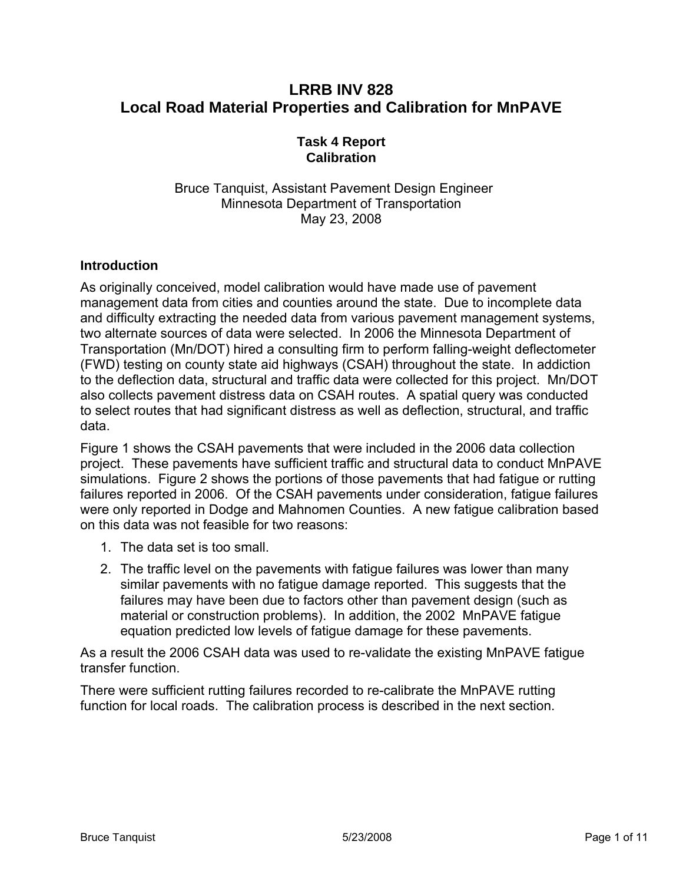# LRRB INV 828
# Local Road Material Properties and Calibration for MnPAVE

## Task 4 Report
## Calibration

Bruce Tanquist, Assistant Pavement Design Engineer
Minnesota Department of Transportation
May 23, 2008

### Introduction

As originally conceived, model calibration would have made use of pavement management data from cities and counties around the state. Due to incomplete data and difficulty extracting the needed data from various pavement management systems, two alternate sources of data were selected. In 2006 the Minnesota Department of Transportation (Mn/DOT) hired a consulting firm to perform falling-weight deflectometer (FWD) testing on county state aid highways (CSAH) throughout the state. In addiction to the deflection data, structural and traffic data were collected for this project. Mn/DOT also collects pavement distress data on CSAH routes. A spatial query was conducted to select routes that had significant distress as well as deflection, structural, and traffic data.

Figure 1 shows the CSAH pavements that were included in the 2006 data collection project. These pavements have sufficient traffic and structural data to conduct MnPAVE simulations. Figure 2 shows the portions of those pavements that had fatigue or rutting failures reported in 2006. Of the CSAH pavements under consideration, fatigue failures were only reported in Dodge and Mahnomen Counties. A new fatigue calibration based on this data was not feasible for two reasons:

1. The data set is too small.
2. The traffic level on the pavements with fatigue failures was lower than many similar pavements with no fatigue damage reported. This suggests that the failures may have been due to factors other than pavement design (such as material or construction problems). In addition, the 2002 MnPAVE fatigue equation predicted low levels of fatigue damage for these pavements.

As a result the 2006 CSAH data was used to re-validate the existing MnPAVE fatigue transfer function.

There were sufficient rutting failures recorded to re-calibrate the MnPAVE rutting function for local roads. The calibration process is described in the next section.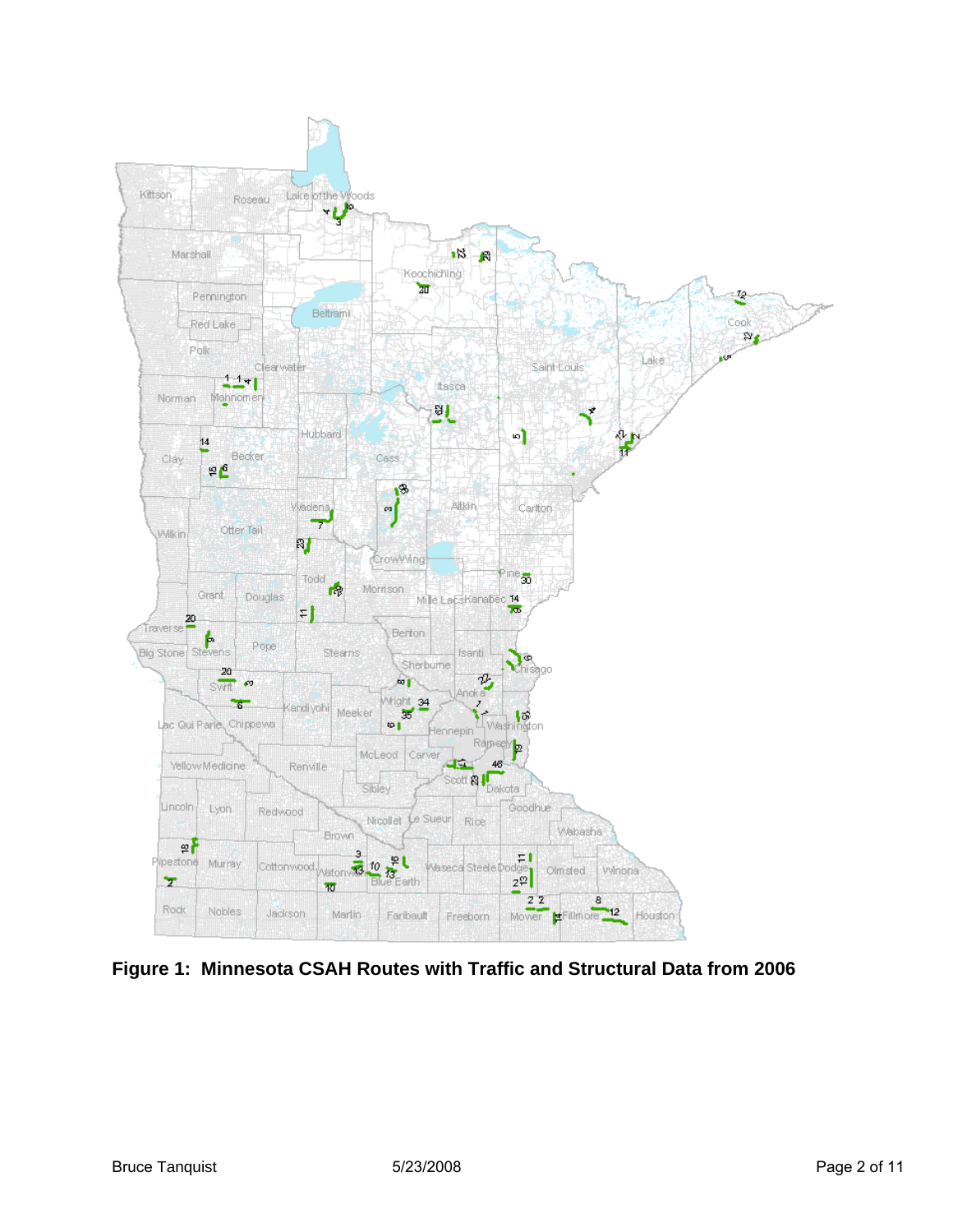**Figure 1: Minnesota CSAH Routes with Traffic and Structural Data from 2006**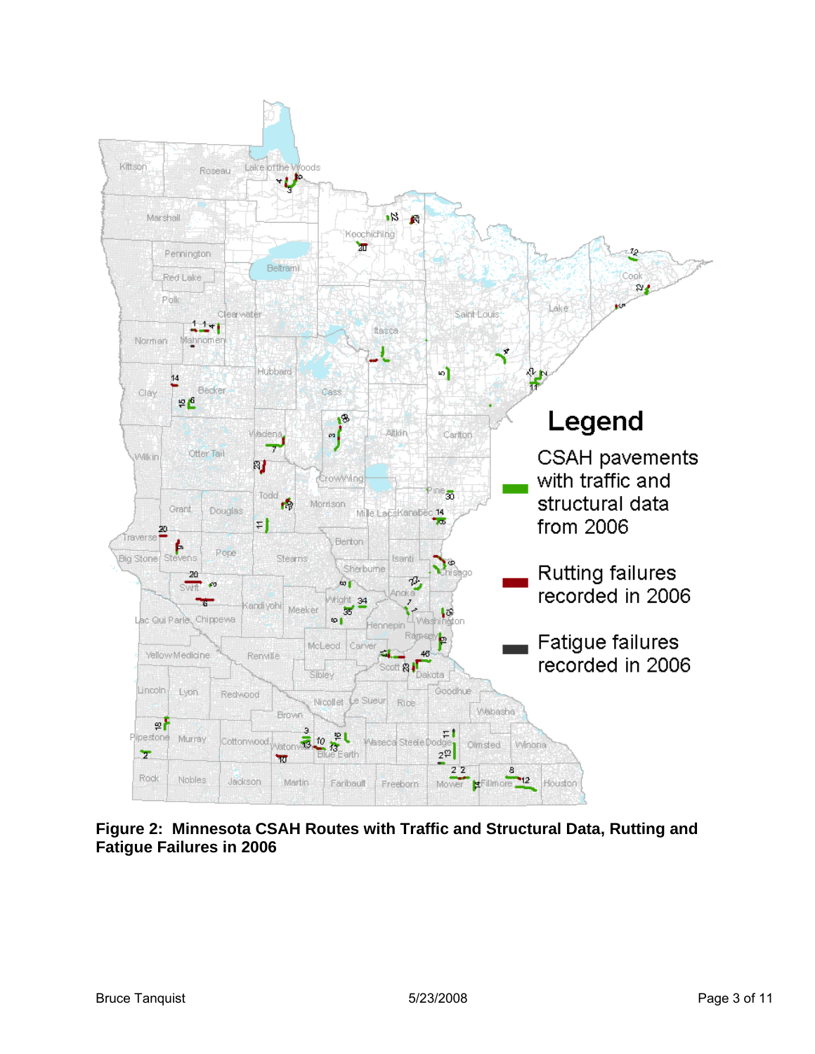**Figure 2: Minnesota CSAH Routes with Traffic and Structural Data, Rutting and Fatigue Failures in 2006**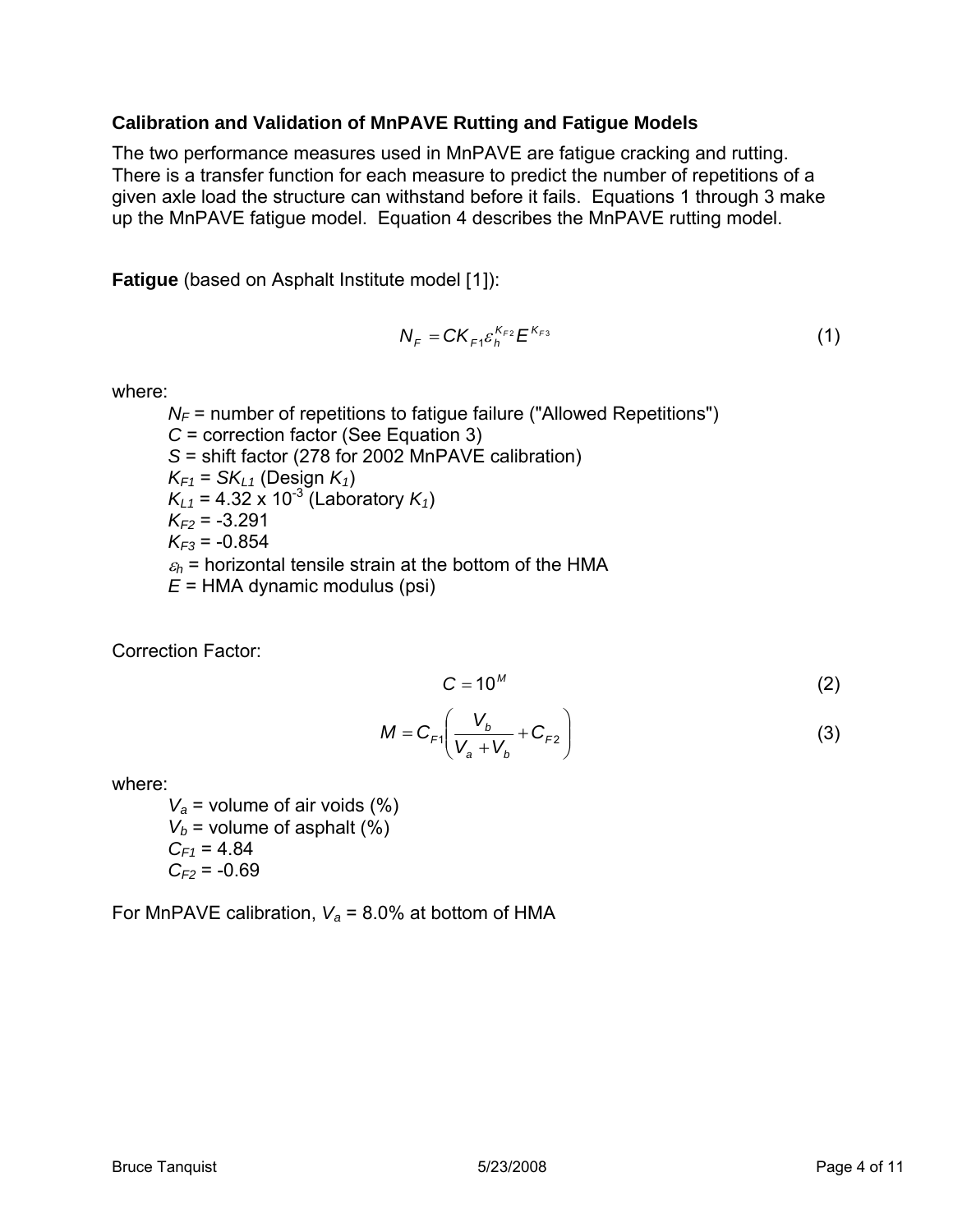## Calibration and Validation of MnPAVE Rutting and Fatigue Models

The two performance measures used in MnPAVE are fatigue cracking and rutting. There is a transfer function for each measure to predict the number of repetitions of a given axle load the structure can withstand before it fails. Equations 1 through 3 make up the MnPAVE fatigue model. Equation 4 describes the MnPAVE rutting model.

**Fatigue** (based on Asphalt Institute model [1]):

$$N_F = CK_{F1}\varepsilon_h^{K_{F2}}E^{K_{F3}} \tag{1}$$

where:

- $N_F$ = number of repetitions to fatigue failure ("Allowed Repetitions")
- $C$ = correction factor (See Equation 3)
- $S$ = shift factor (278 for 2002 MnPAVE calibration)
- $K_{F1} = SK_{L1}$ (Design $K_1$)
- $K_{L1} = 4.32 \times 10^{-3}$ (Laboratory $K_1$)
- $K_{F2}$ = -3.291
- $K_{F3}$ = -0.854
- $\varepsilon_h$ = horizontal tensile strain at the bottom of the HMA
- $E$ = HMA dynamic modulus (psi)

Correction Factor:

$$C = 10^M \tag{2}$$

$$M = C_{F1}\left(\frac{V_b}{V_a + V_b} + C_{F2}\right) \tag{3}$$

where:

- $V_a$ = volume of air voids (%)
- $V_b$ = volume of asphalt (%)
- $C_{F1}$ = 4.84
- $C_{F2}$ = -0.69

For MnPAVE calibration, $V_a$ = 8.0% at bottom of HMA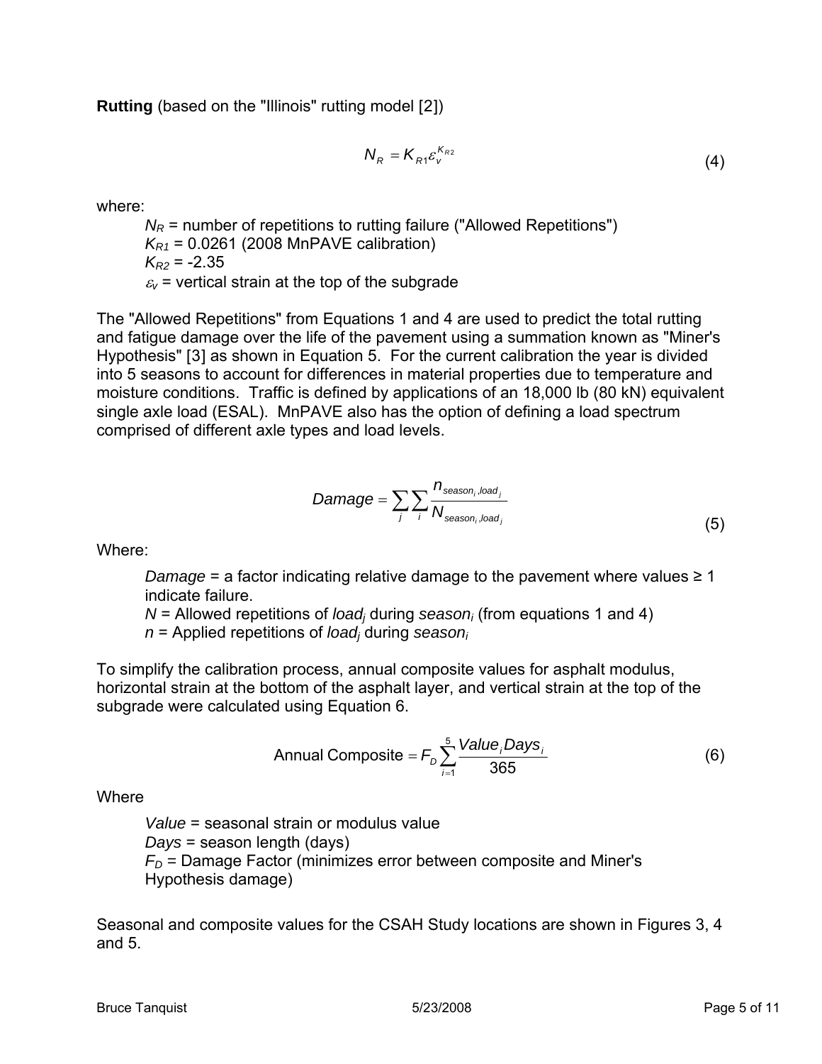**Rutting** (based on the "Illinois" rutting model [2])

$$N_R = K_{R1}\varepsilon_v^{K_{R2}} \tag{4}$$

where:

$N_R$ = number of repetitions to rutting failure ("Allowed Repetitions")
$K_{R1}$ = 0.0261 (2008 MnPAVE calibration)
$K_{R2}$ = -2.35
$\varepsilon_v$ = vertical strain at the top of the subgrade

The "Allowed Repetitions" from Equations 1 and 4 are used to predict the total rutting and fatigue damage over the life of the pavement using a summation known as "Miner's Hypothesis" [3] as shown in Equation 5. For the current calibration the year is divided into 5 seasons to account for differences in material properties due to temperature and moisture conditions. Traffic is defined by applications of an 18,000 lb (80 kN) equivalent single axle load (ESAL). MnPAVE also has the option of defining a load spectrum comprised of different axle types and load levels.

$$Damage = \sum_j \sum_i \frac{n_{season_i, load_j}}{N_{season_i, load_j}} \tag{5}$$

Where:

*Damage* = a factor indicating relative damage to the pavement where values ≥ 1 indicate failure.
$N$ = Allowed repetitions of $load_j$ during $season_i$ (from equations 1 and 4)
$n$ = Applied repetitions of $load_j$ during $season_i$

To simplify the calibration process, annual composite values for asphalt modulus, horizontal strain at the bottom of the asphalt layer, and vertical strain at the top of the subgrade were calculated using Equation 6.

$$\text{Annual Composite} = F_D \sum_{i=1}^{5} \frac{Value_i Days_i}{365} \tag{6}$$

Where

*Value* = seasonal strain or modulus value
*Days* = season length (days)
$F_D$ = Damage Factor (minimizes error between composite and Miner's Hypothesis damage)

Seasonal and composite values for the CSAH Study locations are shown in Figures 3, 4 and 5.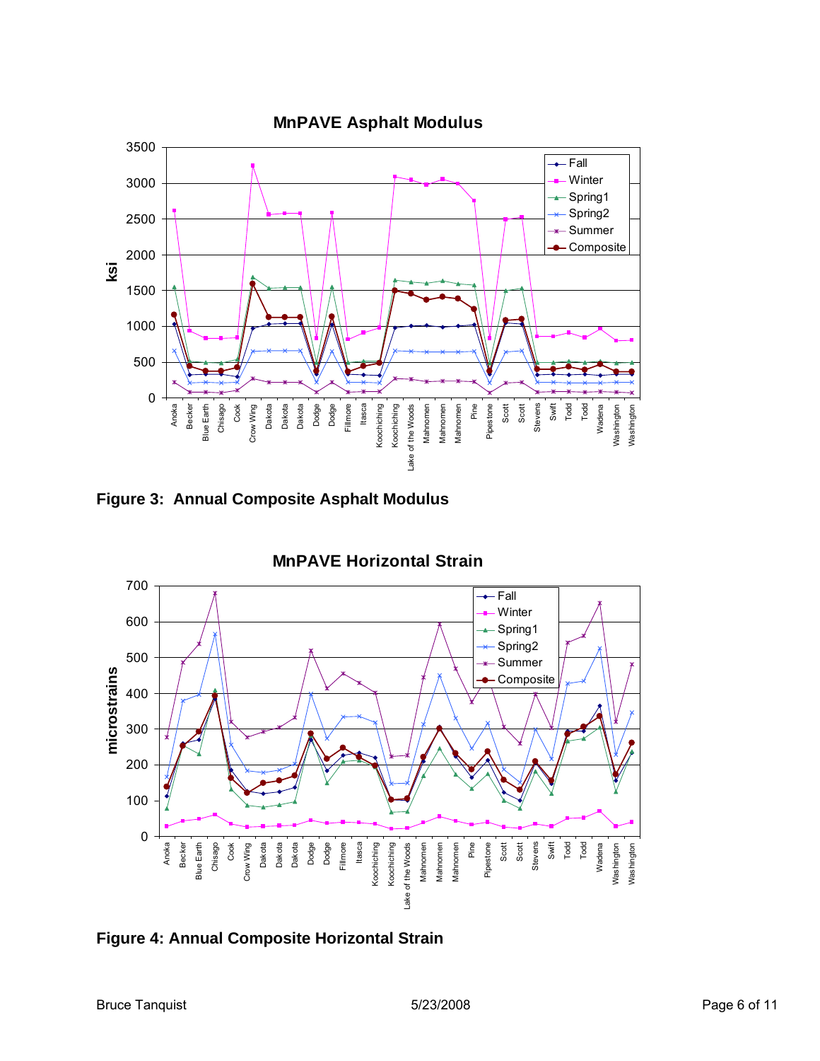Figure 3: Annual Composite Asphalt Modulus

Figure 4: Annual Composite Horizontal Strain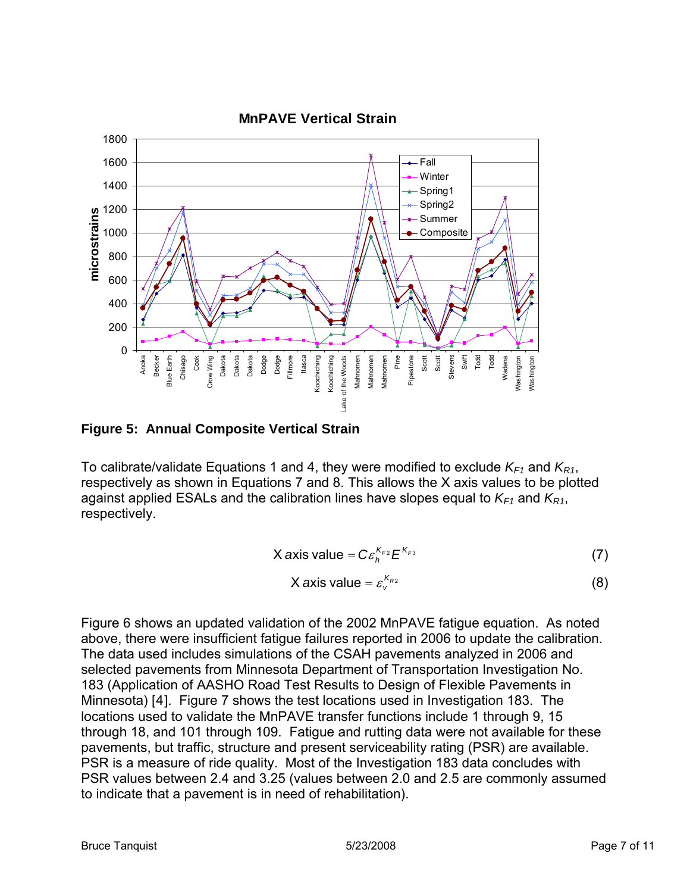**Figure 5: Annual Composite Vertical Strain**

To calibrate/validate Equations 1 and 4, they were modified to exclude $K_{F1}$ and $K_{R1}$, respectively as shown in Equations 7 and 8. This allows the X axis values to be plotted against applied ESALs and the calibration lines have slopes equal to $K_{F1}$ and $K_{R1}$, respectively.

$$\text{X axis value} = C\varepsilon_h^{K_{F2}} E^{K_{F3}} \tag{7}$$

$$\text{X axis value} = \varepsilon_v^{K_{R2}} \tag{8}$$

Figure 6 shows an updated validation of the 2002 MnPAVE fatigue equation. As noted above, there were insufficient fatigue failures reported in 2006 to update the calibration. The data used includes simulations of the CSAH pavements analyzed in 2006 and selected pavements from Minnesota Department of Transportation Investigation No. 183 (Application of AASHO Road Test Results to Design of Flexible Pavements in Minnesota) [4]. Figure 7 shows the test locations used in Investigation 183. The locations used to validate the MnPAVE transfer functions include 1 through 9, 15 through 18, and 101 through 109. Fatigue and rutting data were not available for these pavements, but traffic, structure and present serviceability rating (PSR) are available. PSR is a measure of ride quality. Most of the Investigation 183 data concludes with PSR values between 2.4 and 3.25 (values between 2.0 and 2.5 are commonly assumed to indicate that a pavement is in need of rehabilitation).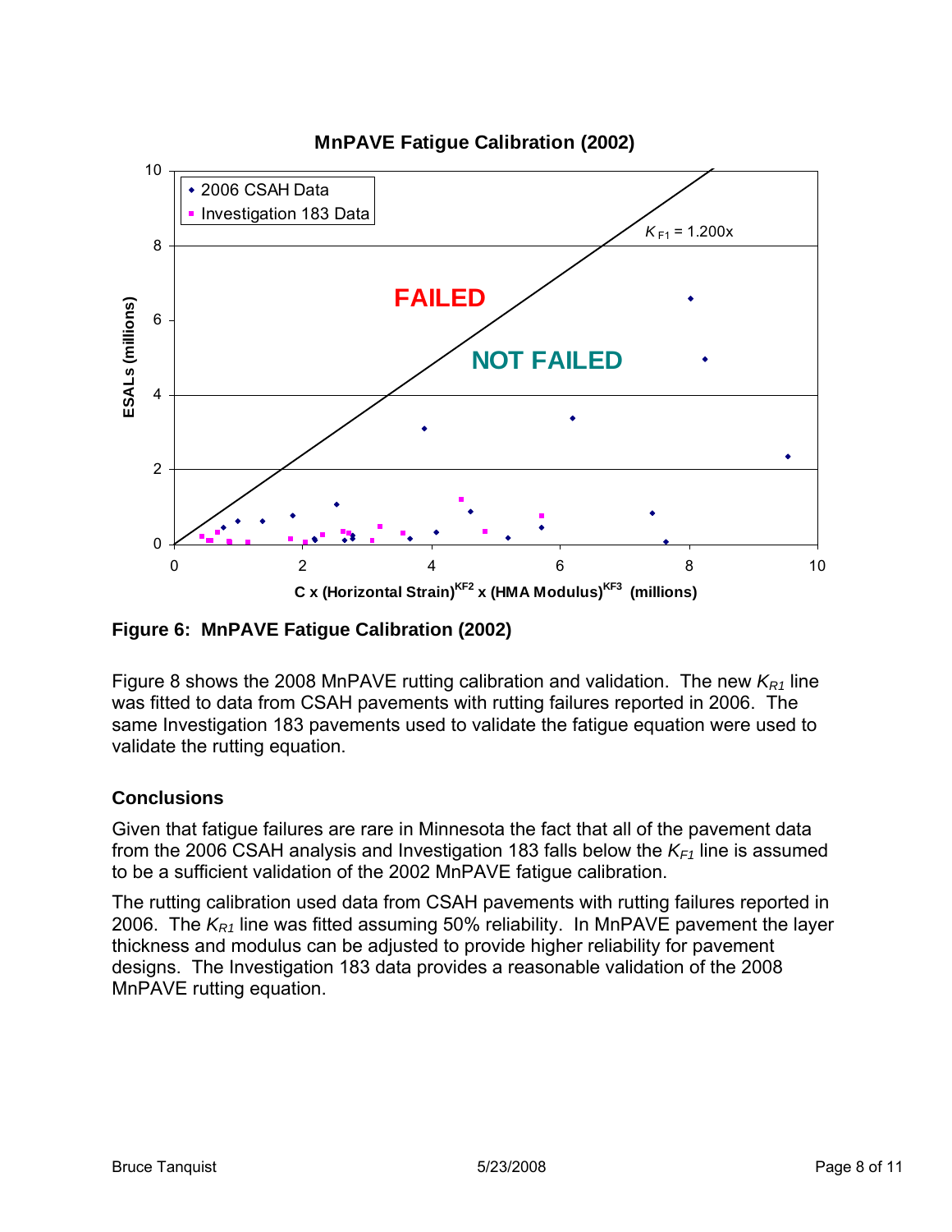**Figure 6: MnPAVE Fatigue Calibration (2002)**

Figure 8 shows the 2008 MnPAVE rutting calibration and validation. The new $K_{R1}$ line was fitted to data from CSAH pavements with rutting failures reported in 2006. The same Investigation 183 pavements used to validate the fatigue equation were used to validate the rutting equation.

### Conclusions

Given that fatigue failures are rare in Minnesota the fact that all of the pavement data from the 2006 CSAH analysis and Investigation 183 falls below the $K_{F1}$ line is assumed to be a sufficient validation of the 2002 MnPAVE fatigue calibration.

The rutting calibration used data from CSAH pavements with rutting failures reported in 2006. The $K_{R1}$ line was fitted assuming 50% reliability. In MnPAVE pavement the layer thickness and modulus can be adjusted to provide higher reliability for pavement designs. The Investigation 183 data provides a reasonable validation of the 2008 MnPAVE rutting equation.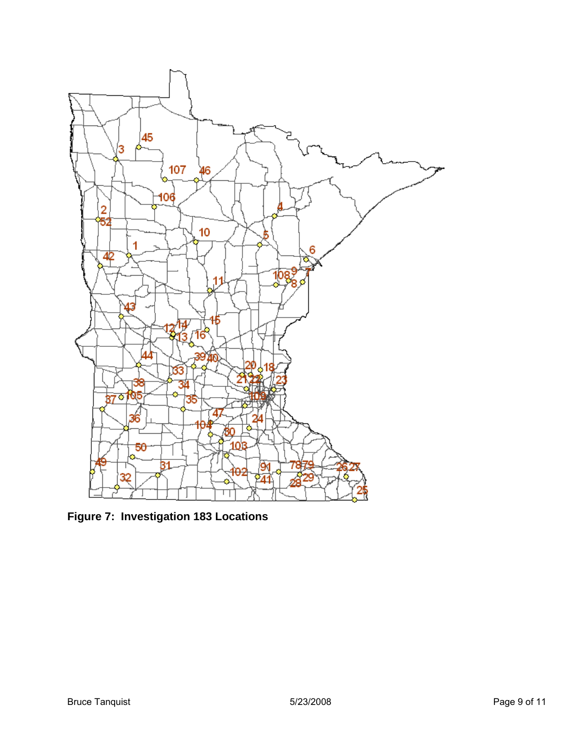**Figure 7: Investigation 183 Locations**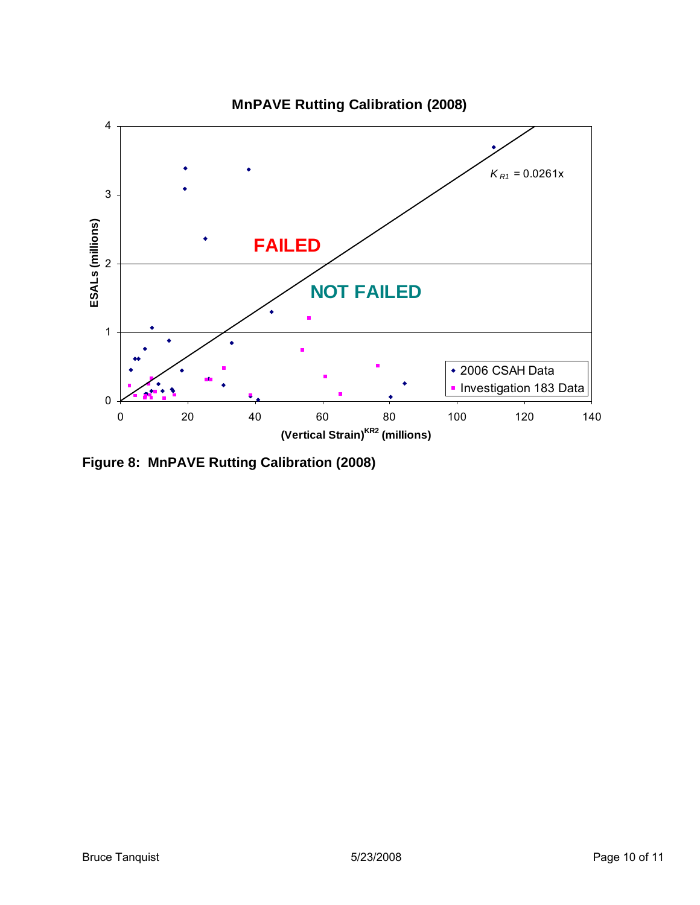**MnPAVE Rutting Calibration (2008)**

$K_{R1} = 0.0261x$

FAILED

NOT FAILED

ESALs (millions)

(Vertical Strain)$^{KR2}$ (millions)

- 2006 CSAH Data
- Investigation 183 Data

**Figure 8: MnPAVE Rutting Calibration (2008)**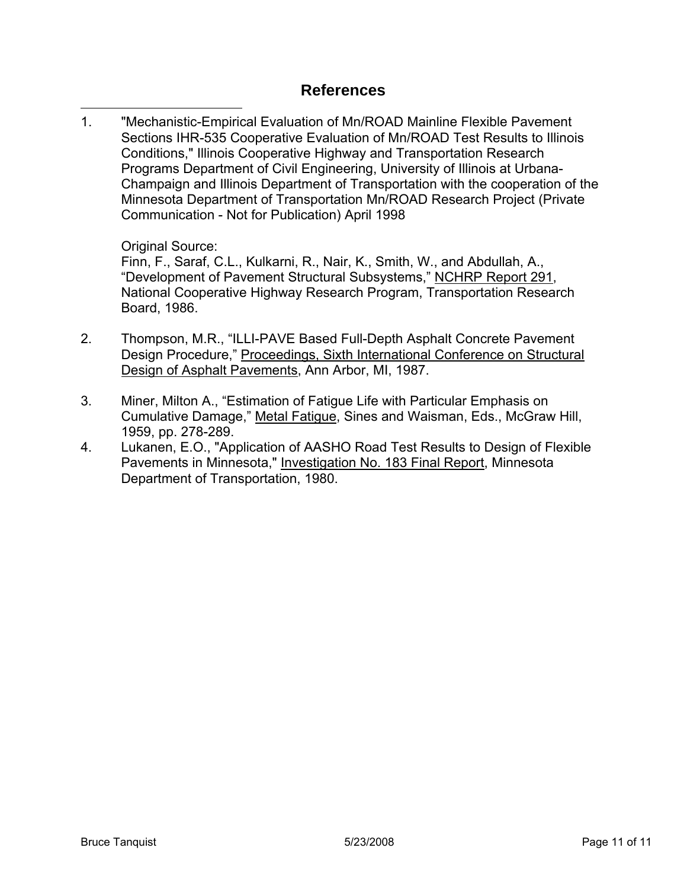# References

1. "Mechanistic-Empirical Evaluation of Mn/ROAD Mainline Flexible Pavement Sections IHR-535 Cooperative Evaluation of Mn/ROAD Test Results to Illinois Conditions," Illinois Cooperative Highway and Transportation Research Programs Department of Civil Engineering, University of Illinois at Urbana-Champaign and Illinois Department of Transportation with the cooperation of the Minnesota Department of Transportation Mn/ROAD Research Project (Private Communication - Not for Publication) April 1998

   Original Source:
   Finn, F., Saraf, C.L., Kulkarni, R., Nair, K., Smith, W., and Abdullah, A., "Development of Pavement Structural Subsystems," NCHRP Report 291, National Cooperative Highway Research Program, Transportation Research Board, 1986.

2. Thompson, M.R., "ILLI-PAVE Based Full-Depth Asphalt Concrete Pavement Design Procedure," Proceedings, Sixth International Conference on Structural Design of Asphalt Pavements, Ann Arbor, MI, 1987.

3. Miner, Milton A., "Estimation of Fatigue Life with Particular Emphasis on Cumulative Damage," Metal Fatigue, Sines and Waisman, Eds., McGraw Hill, 1959, pp. 278-289.
4. Lukanen, E.O., "Application of AASHO Road Test Results to Design of Flexible Pavements in Minnesota," Investigation No. 183 Final Report, Minnesota Department of Transportation, 1980.